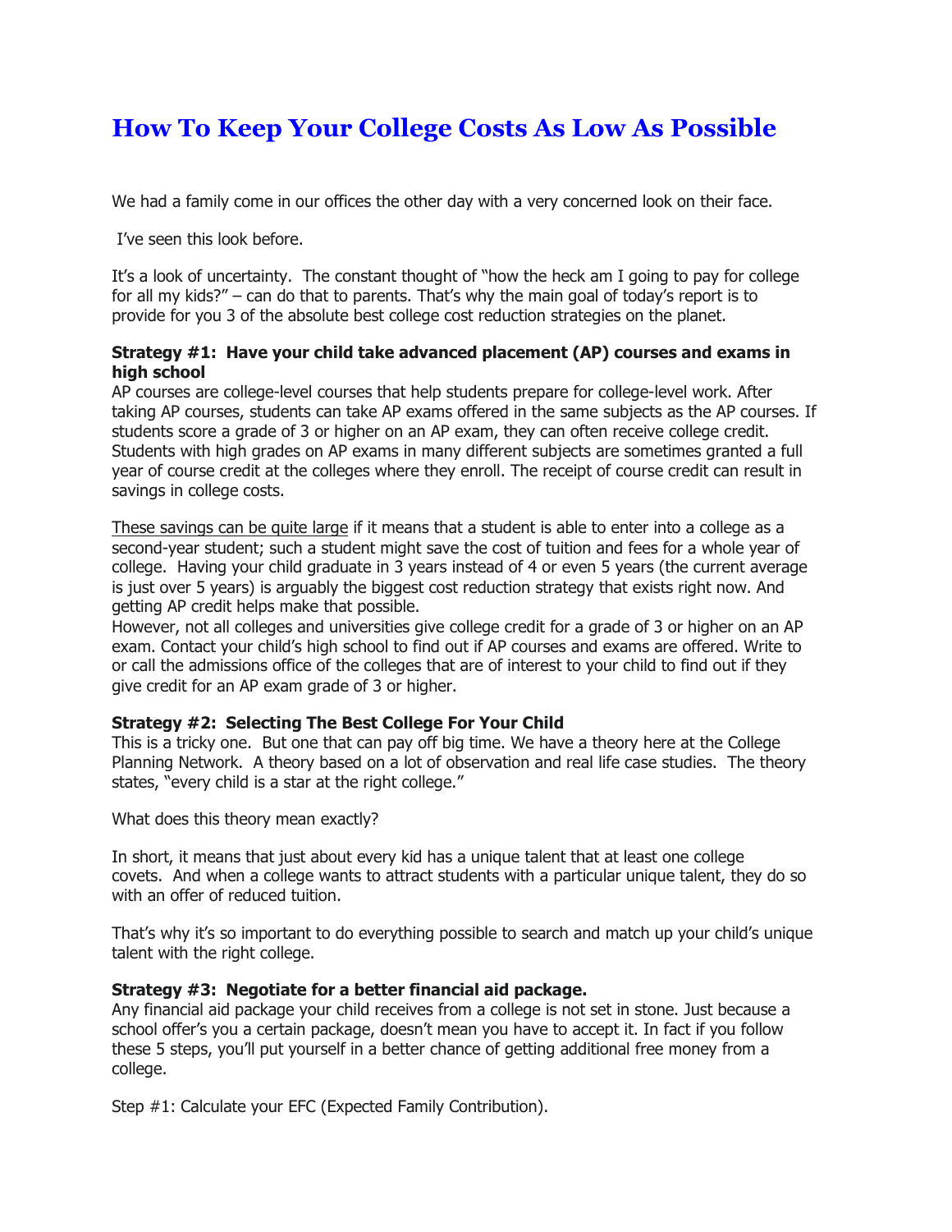# How To Keep Your College Costs As Low As Possible

We had a family come in our offices the other day with a very concerned look on their face.

I've seen this look before.

It's a look of uncertainty. The constant thought of "how the heck am I going to pay for college for all my kids?" – can do that to parents. That's why the main goal of today's report is to provide for you 3 of the absolute best college cost reduction strategies on the planet.

**Strategy #1: Have your child take advanced placement (AP) courses and exams in high school**

AP courses are college-level courses that help students prepare for college-level work. After taking AP courses, students can take AP exams offered in the same subjects as the AP courses. If students score a grade of 3 or higher on an AP exam, they can often receive college credit. Students with high grades on AP exams in many different subjects are sometimes granted a full year of course credit at the colleges where they enroll. The receipt of course credit can result in savings in college costs.

<u>These savings can be quite large</u> if it means that a student is able to enter into a college as a second-year student; such a student might save the cost of tuition and fees for a whole year of college. Having your child graduate in 3 years instead of 4 or even 5 years (the current average is just over 5 years) is arguably the biggest cost reduction strategy that exists right now. And getting AP credit helps make that possible.

However, not all colleges and universities give college credit for a grade of 3 or higher on an AP exam. Contact your child's high school to find out if AP courses and exams are offered. Write to or call the admissions office of the colleges that are of interest to your child to find out if they give credit for an AP exam grade of 3 or higher.

**Strategy #2: Selecting The Best College For Your Child**

This is a tricky one. But one that can pay off big time. We have a theory here at the College Planning Network. A theory based on a lot of observation and real life case studies. The theory states, "every child is a star at the right college."

What does this theory mean exactly?

In short, it means that just about every kid has a unique talent that at least one college covets. And when a college wants to attract students with a particular unique talent, they do so with an offer of reduced tuition.

That's why it's so important to do everything possible to search and match up your child's unique talent with the right college.

**Strategy #3: Negotiate for a better financial aid package.**

Any financial aid package your child receives from a college is not set in stone. Just because a school offer's you a certain package, doesn't mean you have to accept it. In fact if you follow these 5 steps, you'll put yourself in a better chance of getting additional free money from a college.

Step #1: Calculate your EFC (Expected Family Contribution).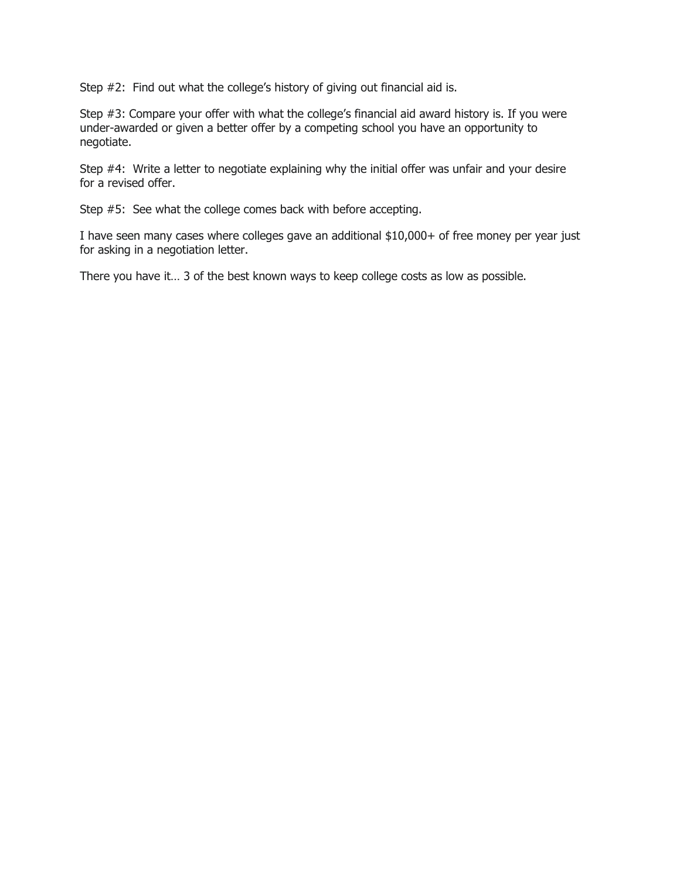Step #2: Find out what the college's history of giving out financial aid is.

Step #3: Compare your offer with what the college's financial aid award history is. If you were under-awarded or given a better offer by a competing school you have an opportunity to negotiate.

Step #4: Write a letter to negotiate explaining why the initial offer was unfair and your desire for a revised offer.

Step #5: See what the college comes back with before accepting.

I have seen many cases where colleges gave an additional $10,000+ of free money per year just for asking in a negotiation letter.

There you have it… 3 of the best known ways to keep college costs as low as possible.